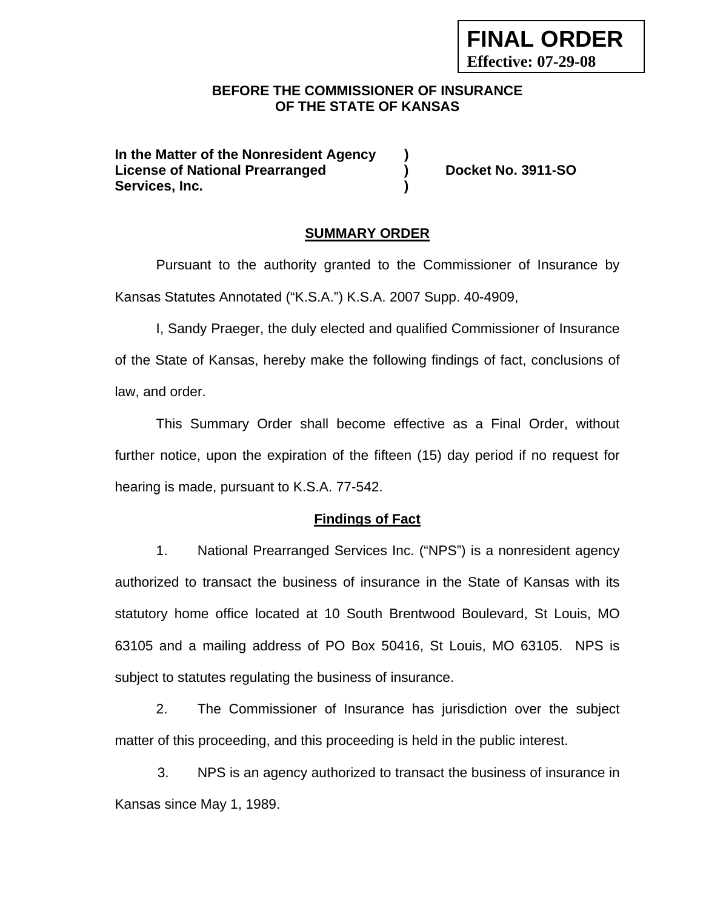**FINAL ORDER**
**Effective: 07-29-08**

**BEFORE THE COMMISSIONER OF INSURANCE**
**OF THE STATE OF KANSAS**

| | | |
|---|---|---|
| **In the Matter of the Nonresident Agency** | **)** | |
| **License of National Prearranged** | **)** | **Docket No. 3911-SO** |
| **Services, Inc.** | **)** | |

## SUMMARY ORDER

Pursuant to the authority granted to the Commissioner of Insurance by Kansas Statutes Annotated ("K.S.A.") K.S.A. 2007 Supp. 40-4909,

I, Sandy Praeger, the duly elected and qualified Commissioner of Insurance of the State of Kansas, hereby make the following findings of fact, conclusions of law, and order.

This Summary Order shall become effective as a Final Order, without further notice, upon the expiration of the fifteen (15) day period if no request for hearing is made, pursuant to K.S.A. 77-542.

## Findings of Fact

1. National Prearranged Services Inc. ("NPS") is a nonresident agency authorized to transact the business of insurance in the State of Kansas with its statutory home office located at 10 South Brentwood Boulevard, St Louis, MO 63105 and a mailing address of PO Box 50416, St Louis, MO 63105. NPS is subject to statutes regulating the business of insurance.

2. The Commissioner of Insurance has jurisdiction over the subject matter of this proceeding, and this proceeding is held in the public interest.

3. NPS is an agency authorized to transact the business of insurance in Kansas since May 1, 1989.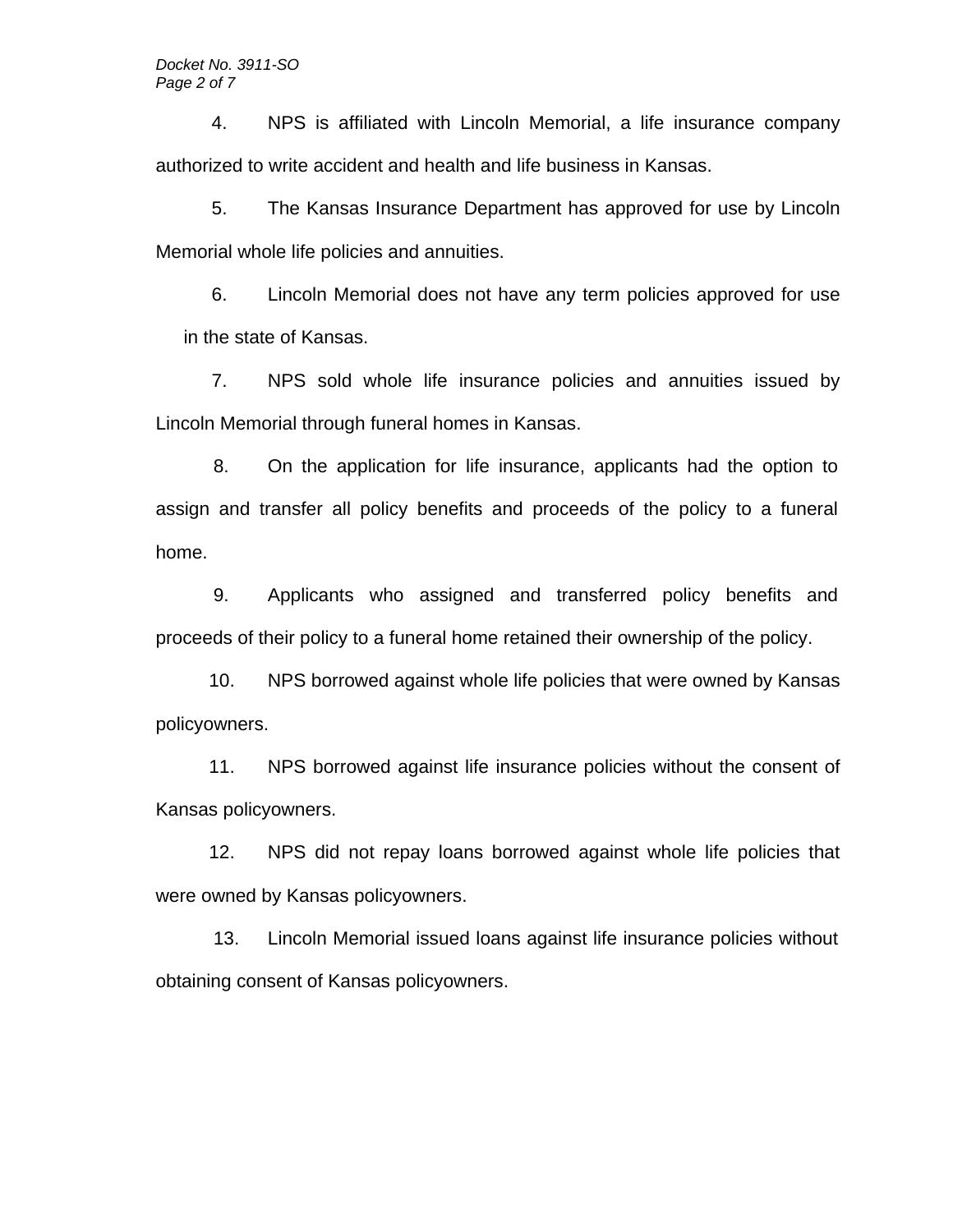4. NPS is affiliated with Lincoln Memorial, a life insurance company authorized to write accident and health and life business in Kansas.

5. The Kansas Insurance Department has approved for use by Lincoln Memorial whole life policies and annuities.

6. Lincoln Memorial does not have any term policies approved for use in the state of Kansas.

7. NPS sold whole life insurance policies and annuities issued by Lincoln Memorial through funeral homes in Kansas.

8. On the application for life insurance, applicants had the option to assign and transfer all policy benefits and proceeds of the policy to a funeral home.

9. Applicants who assigned and transferred policy benefits and proceeds of their policy to a funeral home retained their ownership of the policy.

10. NPS borrowed against whole life policies that were owned by Kansas policyowners.

11. NPS borrowed against life insurance policies without the consent of Kansas policyowners.

12. NPS did not repay loans borrowed against whole life policies that were owned by Kansas policyowners.

13. Lincoln Memorial issued loans against life insurance policies without obtaining consent of Kansas policyowners.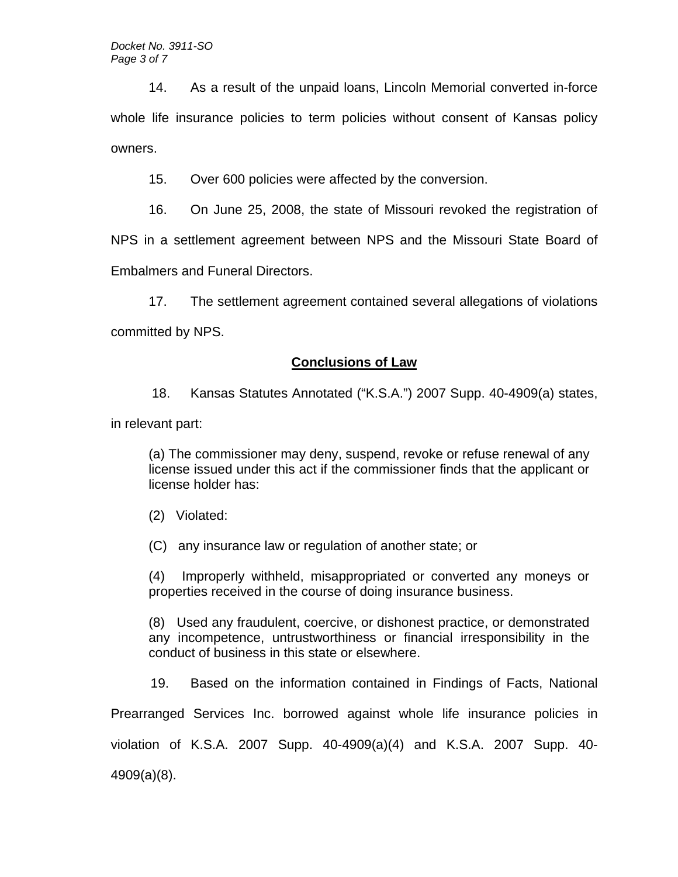14. As a result of the unpaid loans, Lincoln Memorial converted in-force whole life insurance policies to term policies without consent of Kansas policy owners.

15. Over 600 policies were affected by the conversion.

16. On June 25, 2008, the state of Missouri revoked the registration of NPS in a settlement agreement between NPS and the Missouri State Board of Embalmers and Funeral Directors.

17. The settlement agreement contained several allegations of violations committed by NPS.

## **Conclusions of Law**

18. Kansas Statutes Annotated ("K.S.A.") 2007 Supp. 40-4909(a) states, in relevant part:

> (a) The commissioner may deny, suspend, revoke or refuse renewal of any license issued under this act if the commissioner finds that the applicant or license holder has:
>
> (2) Violated:
>
> (C) any insurance law or regulation of another state; or
>
> (4) Improperly withheld, misappropriated or converted any moneys or properties received in the course of doing insurance business.
>
> (8) Used any fraudulent, coercive, or dishonest practice, or demonstrated any incompetence, untrustworthiness or financial irresponsibility in the conduct of business in this state or elsewhere.

19. Based on the information contained in Findings of Facts, National Prearranged Services Inc. borrowed against whole life insurance policies in violation of K.S.A. 2007 Supp. 40-4909(a)(4) and K.S.A. 2007 Supp. 40-4909(a)(8).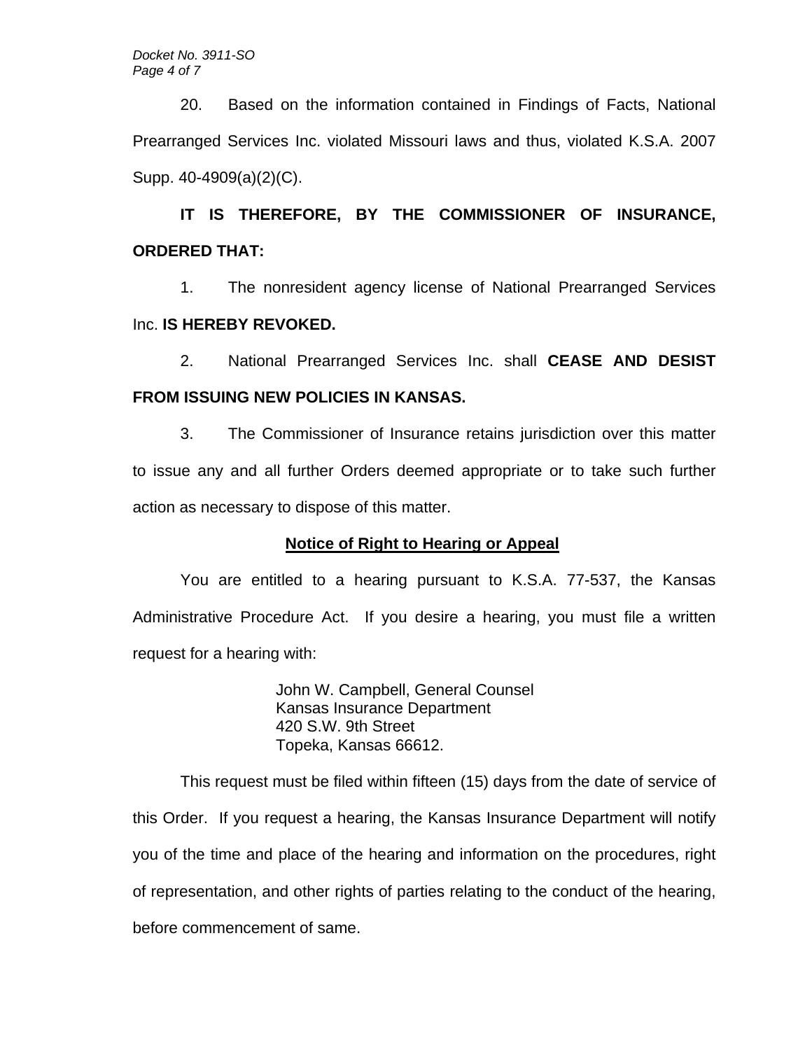20. Based on the information contained in Findings of Facts, National Prearranged Services Inc. violated Missouri laws and thus, violated K.S.A. 2007 Supp. 40-4909(a)(2)(C).

**IT IS THEREFORE, BY THE COMMISSIONER OF INSURANCE, ORDERED THAT:**

1. The nonresident agency license of National Prearranged Services Inc. **IS HEREBY REVOKED.**

2. National Prearranged Services Inc. shall **CEASE AND DESIST FROM ISSUING NEW POLICIES IN KANSAS.**

3. The Commissioner of Insurance retains jurisdiction over this matter to issue any and all further Orders deemed appropriate or to take such further action as necessary to dispose of this matter.

## Notice of Right to Hearing or Appeal

You are entitled to a hearing pursuant to K.S.A. 77-537, the Kansas Administrative Procedure Act. If you desire a hearing, you must file a written request for a hearing with:

John W. Campbell, General Counsel
Kansas Insurance Department
420 S.W. 9th Street
Topeka, Kansas 66612.

This request must be filed within fifteen (15) days from the date of service of this Order. If you request a hearing, the Kansas Insurance Department will notify you of the time and place of the hearing and information on the procedures, right of representation, and other rights of parties relating to the conduct of the hearing, before commencement of same.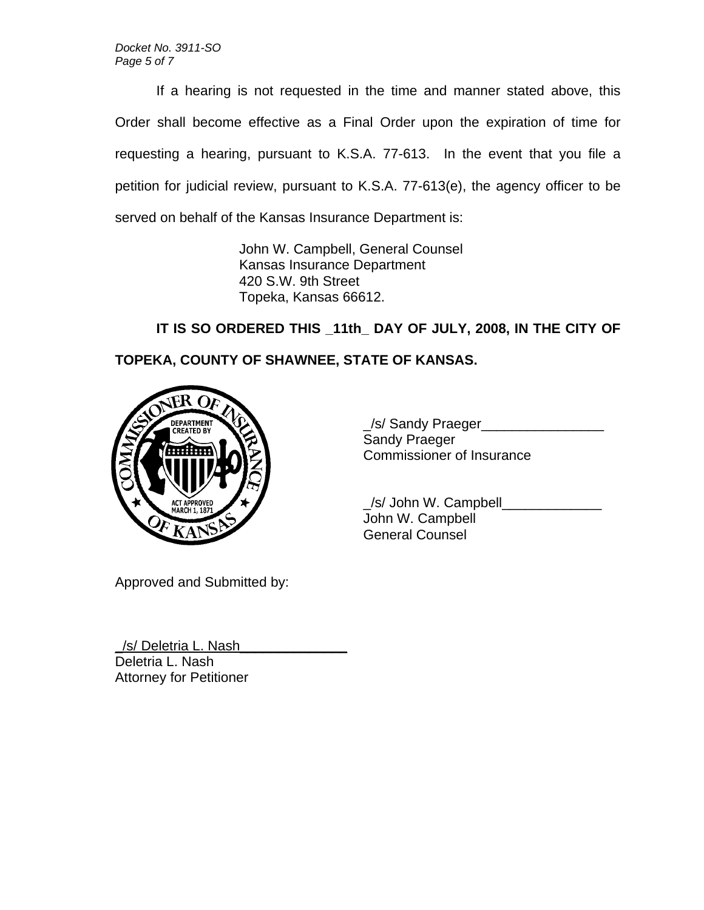If a hearing is not requested in the time and manner stated above, this Order shall become effective as a Final Order upon the expiration of time for requesting a hearing, pursuant to K.S.A. 77-613. In the event that you file a petition for judicial review, pursuant to K.S.A. 77-613(e), the agency officer to be served on behalf of the Kansas Insurance Department is:

John W. Campbell, General Counsel
Kansas Insurance Department
420 S.W. 9th Street
Topeka, Kansas 66612.

**IT IS SO ORDERED THIS _11th_ DAY OF JULY, 2008, IN THE CITY OF TOPEKA, COUNTY OF SHAWNEE, STATE OF KANSAS.**

_/s/ Sandy Praeger________________
Sandy Praeger
Commissioner of Insurance

_/s/ John W. Campbell_____________
John W. Campbell
General Counsel

Approved and Submitted by:

_/s/ Deletria L. Nash_______________
Deletria L. Nash
Attorney for Petitioner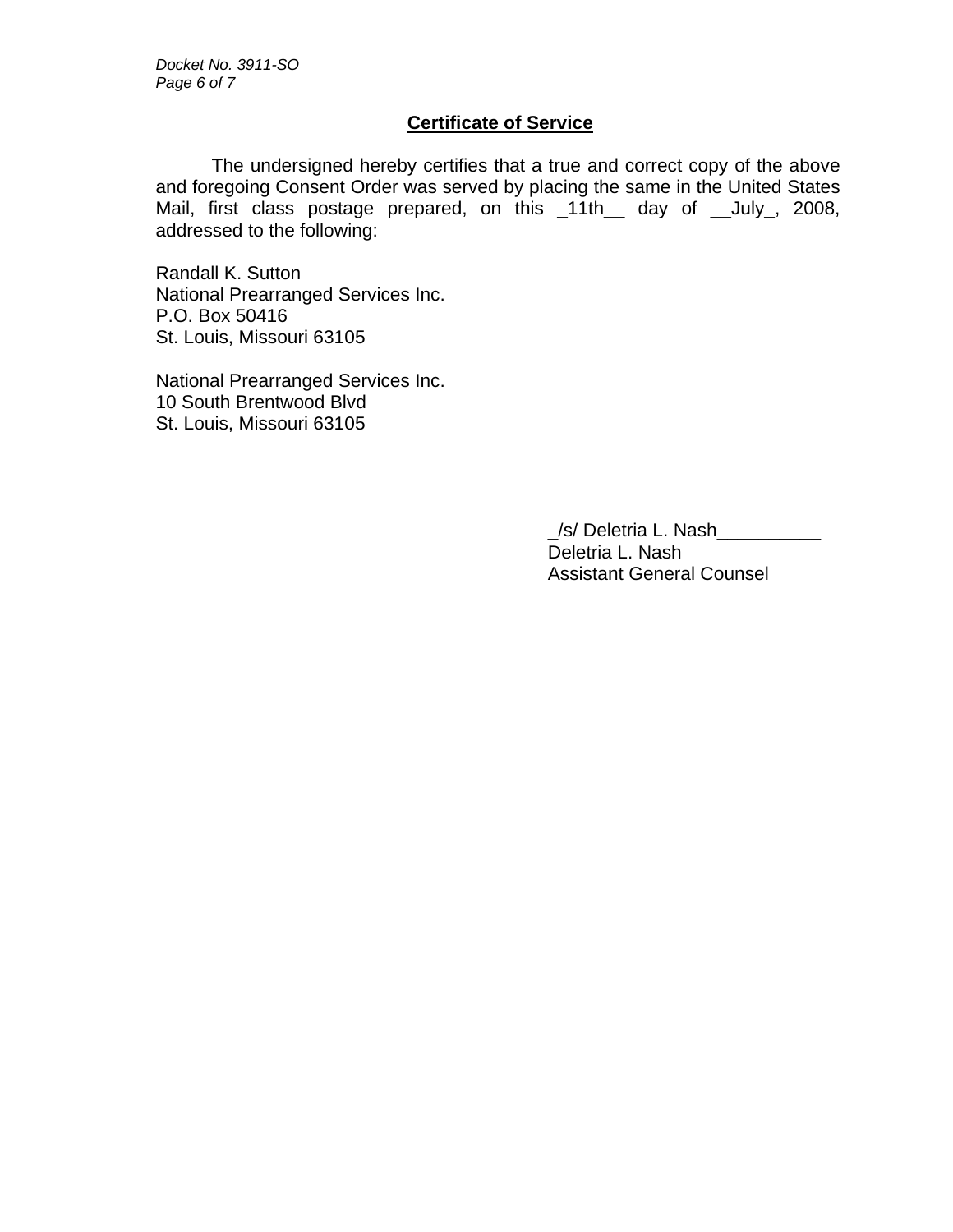## Certificate of Service

The undersigned hereby certifies that a true and correct copy of the above and foregoing Consent Order was served by placing the same in the United States Mail, first class postage prepared, on this _11th__ day of __July_, 2008, addressed to the following:

Randall K. Sutton
National Prearranged Services Inc.
P.O. Box 50416
St. Louis, Missouri 63105

National Prearranged Services Inc.
10 South Brentwood Blvd
St. Louis, Missouri 63105

_/s/ Deletria L. Nash__________
Deletria L. Nash
Assistant General Counsel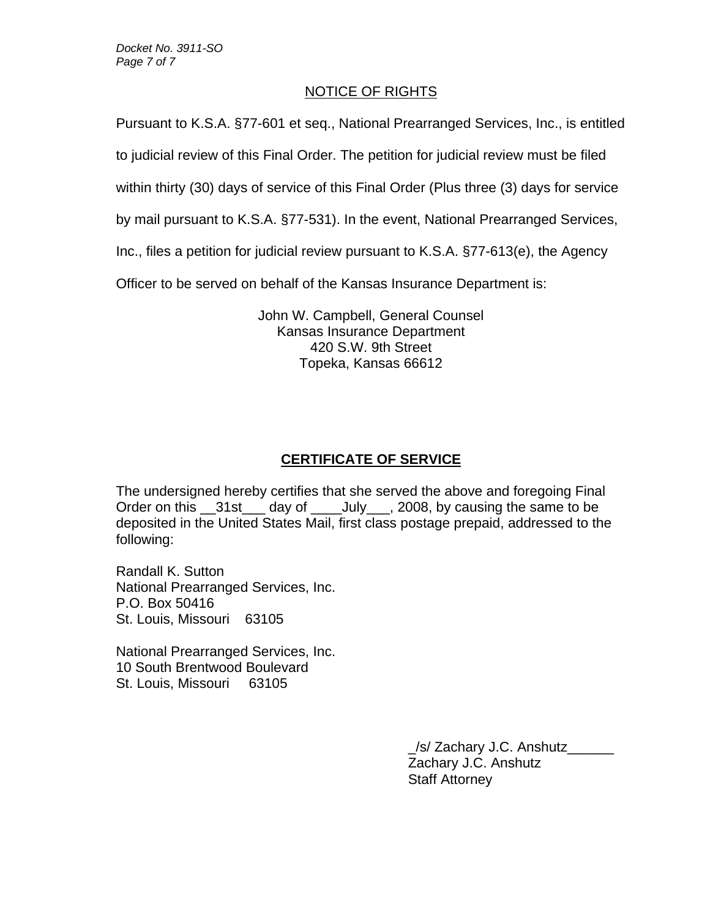## NOTICE OF RIGHTS

Pursuant to K.S.A. §77-601 et seq., National Prearranged Services, Inc., is entitled to judicial review of this Final Order. The petition for judicial review must be filed within thirty (30) days of service of this Final Order (Plus three (3) days for service by mail pursuant to K.S.A. §77-531). In the event, National Prearranged Services, Inc., files a petition for judicial review pursuant to K.S.A. §77-613(e), the Agency Officer to be served on behalf of the Kansas Insurance Department is:

John W. Campbell, General Counsel
Kansas Insurance Department
420 S.W. 9th Street
Topeka, Kansas 66612

## **CERTIFICATE OF SERVICE**

The undersigned hereby certifies that she served the above and foregoing Final Order on this __31st___ day of ____July___, 2008, by causing the same to be deposited in the United States Mail, first class postage prepaid, addressed to the following:

Randall K. Sutton
National Prearranged Services, Inc.
P.O. Box 50416
St. Louis, Missouri 63105

National Prearranged Services, Inc.
10 South Brentwood Boulevard
St. Louis, Missouri 63105

_/s/ Zachary J.C. Anshutz______
Zachary J.C. Anshutz
Staff Attorney